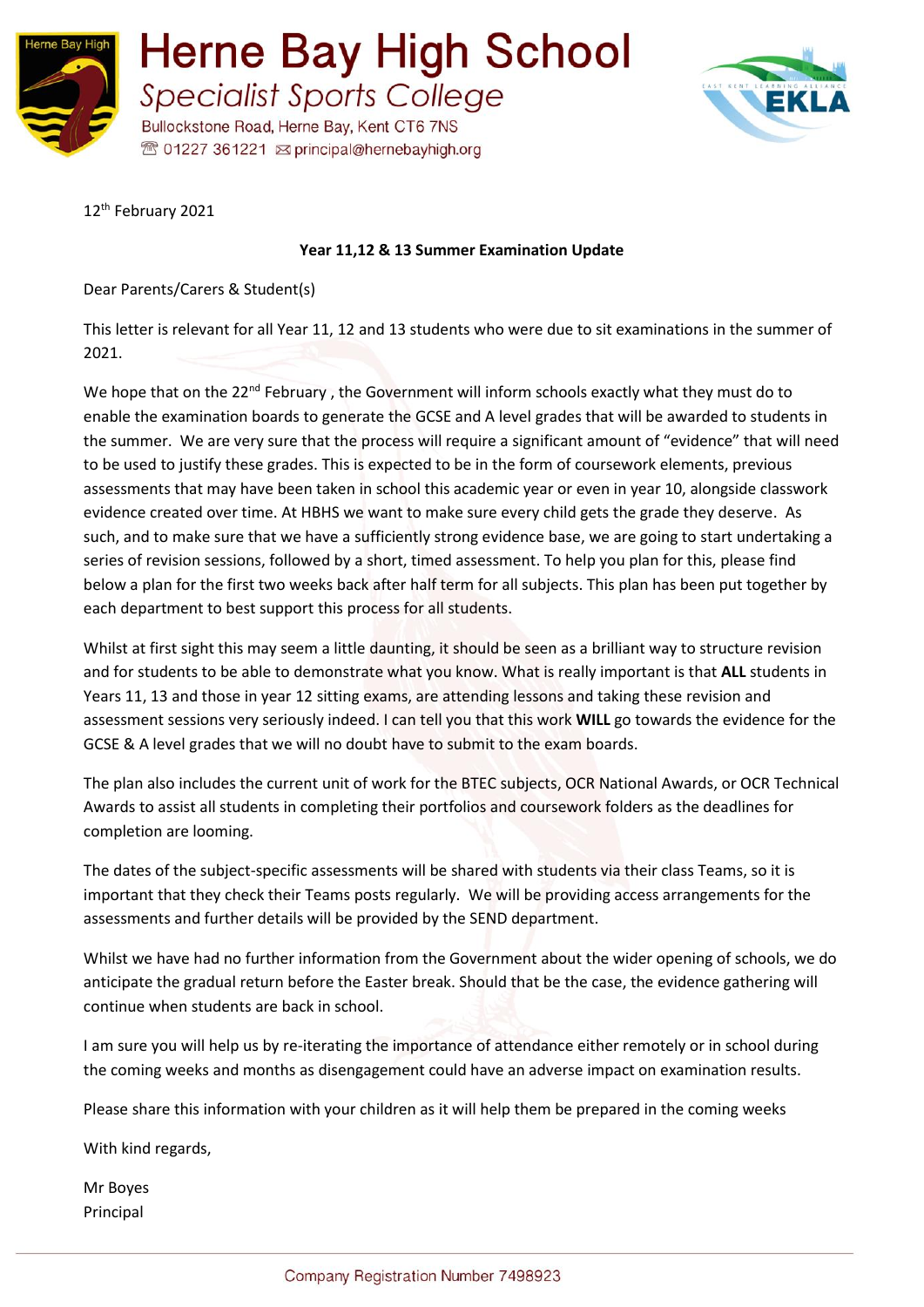# Herne Bay High School

*Specialist Sports College*

Bullockstone Road, Herne Bay, Kent CT6 7NS

☎ 01227 361221 ✉ principal@hernebayhigh.org

12th February 2021

**Year 11,12 & 13 Summer Examination Update**

Dear Parents/Carers & Student(s)

This letter is relevant for all Year 11, 12 and 13 students who were due to sit examinations in the summer of 2021.

We hope that on the 22nd February , the Government will inform schools exactly what they must do to enable the examination boards to generate the GCSE and A level grades that will be awarded to students in the summer. We are very sure that the process will require a significant amount of "evidence" that will need to be used to justify these grades. This is expected to be in the form of coursework elements, previous assessments that may have been taken in school this academic year or even in year 10, alongside classwork evidence created over time. At HBHS we want to make sure every child gets the grade they deserve. As such, and to make sure that we have a sufficiently strong evidence base, we are going to start undertaking a series of revision sessions, followed by a short, timed assessment. To help you plan for this, please find below a plan for the first two weeks back after half term for all subjects. This plan has been put together by each department to best support this process for all students.

Whilst at first sight this may seem a little daunting, it should be seen as a brilliant way to structure revision and for students to be able to demonstrate what you know. What is really important is that **ALL** students in Years 11, 13 and those in year 12 sitting exams, are attending lessons and taking these revision and assessment sessions very seriously indeed. I can tell you that this work **WILL** go towards the evidence for the GCSE & A level grades that we will no doubt have to submit to the exam boards.

The plan also includes the current unit of work for the BTEC subjects, OCR National Awards, or OCR Technical Awards to assist all students in completing their portfolios and coursework folders as the deadlines for completion are looming.

The dates of the subject-specific assessments will be shared with students via their class Teams, so it is important that they check their Teams posts regularly. We will be providing access arrangements for the assessments and further details will be provided by the SEND department.

Whilst we have had no further information from the Government about the wider opening of schools, we do anticipate the gradual return before the Easter break. Should that be the case, the evidence gathering will continue when students are back in school.

I am sure you will help us by re-iterating the importance of attendance either remotely or in school during the coming weeks and months as disengagement could have an adverse impact on examination results.

Please share this information with your children as it will help them be prepared in the coming weeks

With kind regards,

Mr Boyes
Principal

Company Registration Number 7498923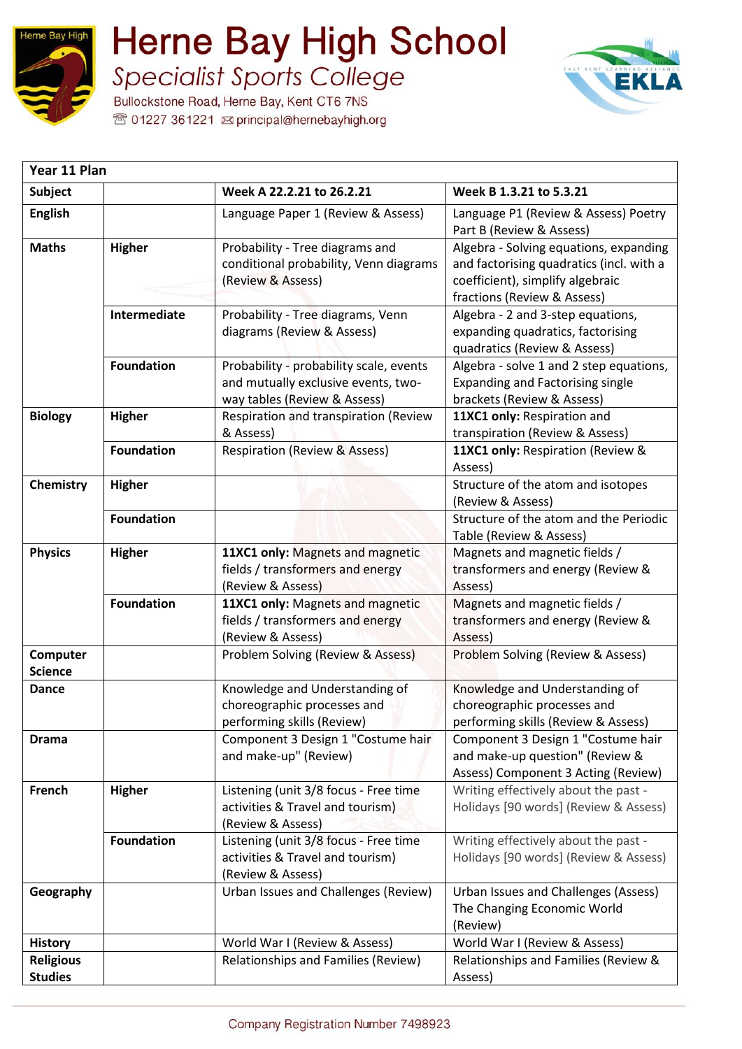# Herne Bay High School

## Specialist Sports College

Bullockstone Road, Herne Bay, Kent CT6 7NS

01227 361221 principal@hernebayhigh.org

| Year 11 Plan | | | |
|---|---|---|---|
| **Subject** | | **Week A 22.2.21 to 26.2.21** | **Week B 1.3.21 to 5.3.21** |
| **English** | | Language Paper 1 (Review & Assess) | Language P1 (Review & Assess) Poetry Part B (Review & Assess) |
| **Maths** | **Higher** | Probability - Tree diagrams and conditional probability, Venn diagrams (Review & Assess) | Algebra - Solving equations, expanding and factorising quadratics (incl. with a coefficient), simplify algebraic fractions (Review & Assess) |
| | **Intermediate** | Probability - Tree diagrams, Venn diagrams (Review & Assess) | Algebra - 2 and 3-step equations, expanding quadratics, factorising quadratics (Review & Assess) |
| | **Foundation** | Probability - probability scale, events and mutually exclusive events, two-way tables (Review & Assess) | Algebra - solve 1 and 2 step equations, Expanding and Factorising single brackets (Review & Assess) |
| **Biology** | **Higher** | Respiration and transpiration (Review & Assess) | **11XC1 only:** Respiration and transpiration (Review & Assess) |
| | **Foundation** | Respiration (Review & Assess) | **11XC1 only:** Respiration (Review & Assess) |
| **Chemistry** | **Higher** | | Structure of the atom and isotopes (Review & Assess) |
| | **Foundation** | | Structure of the atom and the Periodic Table (Review & Assess) |
| **Physics** | **Higher** | **11XC1 only:** Magnets and magnetic fields / transformers and energy (Review & Assess) | Magnets and magnetic fields / transformers and energy (Review & Assess) |
| | **Foundation** | **11XC1 only:** Magnets and magnetic fields / transformers and energy (Review & Assess) | Magnets and magnetic fields / transformers and energy (Review & Assess) |
| **Computer Science** | | Problem Solving (Review & Assess) | Problem Solving (Review & Assess) |
| **Dance** | | Knowledge and Understanding of choreographic processes and performing skills (Review) | Knowledge and Understanding of choreographic processes and performing skills (Review & Assess) |
| **Drama** | | Component 3 Design 1 "Costume hair and make-up" (Review) | Component 3 Design 1 "Costume hair and make-up question" (Review & Assess) Component 3 Acting (Review) |
| **French** | **Higher** | Listening (unit 3/8 focus - Free time activities & Travel and tourism) (Review & Assess) | Writing effectively about the past - Holidays [90 words] (Review & Assess) |
| | **Foundation** | Listening (unit 3/8 focus - Free time activities & Travel and tourism) (Review & Assess) | Writing effectively about the past - Holidays [90 words] (Review & Assess) |
| **Geography** | | Urban Issues and Challenges (Review) | Urban Issues and Challenges (Assess) The Changing Economic World (Review) |
| **History** | | World War I (Review & Assess) | World War I (Review & Assess) |
| **Religious Studies** | | Relationships and Families (Review) | Relationships and Families (Review & Assess) |

Company Registration Number 7498923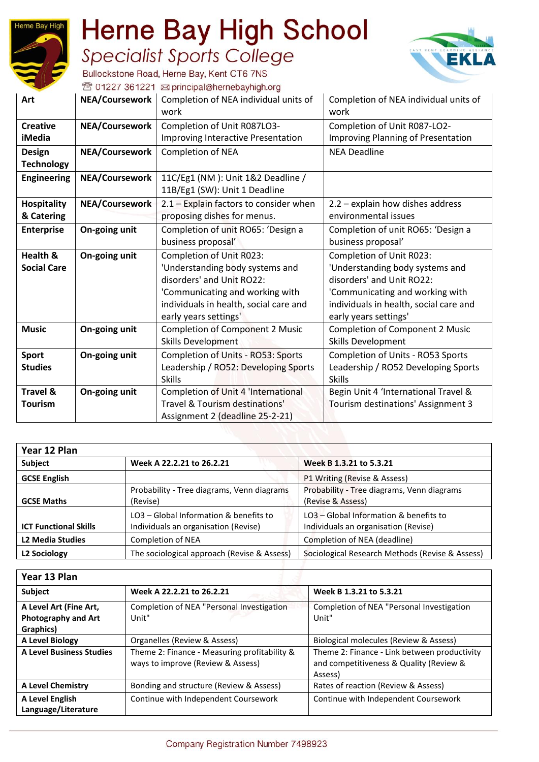| Art | NEA/Coursework | Completion of NEA individual units of work | Completion of NEA individual units of work |
|---|---|---|---|
| Creative iMedia | NEA/Coursework | Completion of Unit R087LO3-Improving Interactive Presentation | Completion of Unit R087-LO2-Improving Planning of Presentation |
| Design Technology | NEA/Coursework | Completion of NEA | NEA Deadline |
| Engineering | NEA/Coursework | 11C/Eg1 (NM ): Unit 1&2 Deadline / 11B/Eg1 (SW): Unit 1 Deadline | |
| Hospitality & Catering | NEA/Coursework | 2.1 – Explain factors to consider when proposing dishes for menus. | 2.2 – explain how dishes address environmental issues |
| Enterprise | On-going unit | Completion of unit RO65: 'Design a business proposal' | Completion of unit RO65: 'Design a business proposal' |
| Health & Social Care | On-going unit | Completion of Unit R023: 'Understanding body systems and disorders' and Unit RO22: 'Communicating and working with individuals in health, social care and early years settings' | Completion of Unit R023: 'Understanding body systems and disorders' and Unit RO22: 'Communicating and working with individuals in health, social care and early years settings' |
| Music | On-going unit | Completion of Component 2 Music Skills Development | Completion of Component 2 Music Skills Development |
| Sport Studies | On-going unit | Completion of Units - RO53: Sports Leadership / RO52: Developing Sports Skills | Completion of Units - RO53 Sports Leadership / RO52 Developing Sports Skills |
| Travel & Tourism | On-going unit | Completion of Unit 4 'International Travel & Tourism destinations' Assignment 2 (deadline 25-2-21) | Begin Unit 4 'International Travel & Tourism destinations' Assignment 3 |

## Year 12 Plan

| Subject | Week A 22.2.21 to 26.2.21 | Week B 1.3.21 to 5.3.21 |
|---|---|---|
| GCSE English | | P1 Writing (Revise & Assess) |
| GCSE Maths | Probability - Tree diagrams, Venn diagrams (Revise) | Probability - Tree diagrams, Venn diagrams (Revise & Assess) |
| ICT Functional Skills | LO3 – Global Information & benefits to Individuals an organisation (Revise) | LO3 – Global Information & benefits to Individuals an organisation (Revise) |
| L2 Media Studies | Completion of NEA | Completion of NEA (deadline) |
| L2 Sociology | The sociological approach (Revise & Assess) | Sociological Research Methods (Revise & Assess) |

## Year 13 Plan

| Subject | Week A 22.2.21 to 26.2.21 | Week B 1.3.21 to 5.3.21 |
|---|---|---|
| A Level Art (Fine Art, Photography and Art Graphics) | Completion of NEA "Personal Investigation Unit" | Completion of NEA "Personal Investigation Unit" |
| A Level Biology | Organelles (Review & Assess) | Biological molecules (Review & Assess) |
| A Level Business Studies | Theme 2: Finance - Measuring profitability & ways to improve (Review & Assess) | Theme 2: Finance - Link between productivity and competitiveness & Quality (Review & Assess) |
| A Level Chemistry | Bonding and structure (Review & Assess) | Rates of reaction (Review & Assess) |
| A Level English Language/Literature | Continue with Independent Coursework | Continue with Independent Coursework |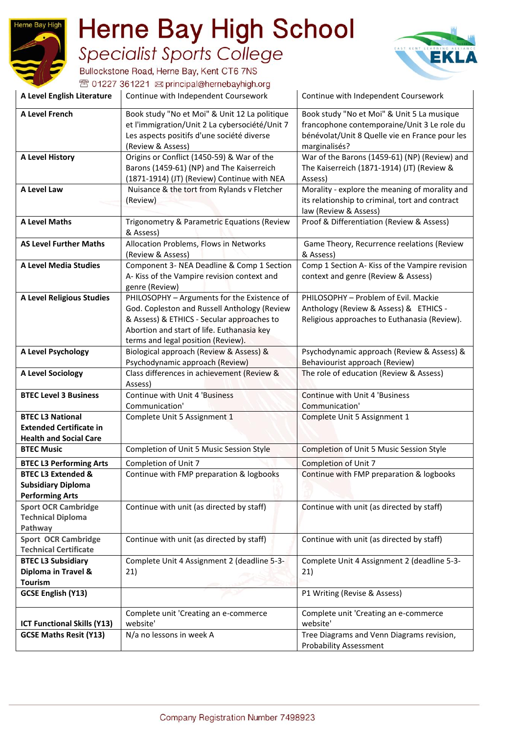# Herne Bay High School

## Specialist Sports College

Bullockstone Road, Herne Bay, Kent CT6 7NS

☎ 01227 361221 ✉ principal@hernebayhigh.org

| | | |
|---|---|---|
| **A Level English Literature** | Continue with Independent Coursework | Continue with Independent Coursework |
| **A Level French** | Book study "No et Moi" & Unit 12 La politique et l'immigration/Unit 2 La cybersociété/Unit 7 Les aspects positifs d'une société diverse (Review & Assess) | Book study "No et Moi" & Unit 5 La musique francophone contemporaine/Unit 3 Le role du bénévolat/Unit 8 Quelle vie en France pour les marginalisés? |
| **A Level History** | Origins or Conflict (1450-59) & War of the Barons (1459-61) (NP) and The Kaiserreich (1871-1914) (JT) (Review) Continue with NEA | War of the Barons (1459-61) (NP) (Review) and The Kaiserreich (1871-1914) (JT) (Review & Assess) |
| **A Level Law** | Nuisance & the tort from Rylands v Fletcher (Review) | Morality - explore the meaning of morality and its relationship to criminal, tort and contract law (Review & Assess) |
| **A Level Maths** | Trigonometry & Parametric Equations (Review & Assess) | Proof & Differentiation (Review & Assess) |
| **AS Level Further Maths** | Allocation Problems, Flows in Networks (Review & Assess) | Game Theory, Recurrence reelations (Review & Assess) |
| **A Level Media Studies** | Component 3- NEA Deadline & Comp 1 Section A- Kiss of the Vampire revision context and genre (Review) | Comp 1 Section A- Kiss of the Vampire revision context and genre (Review & Assess) |
| **A Level Religious Studies** | PHILOSOPHY – Arguments for the Existence of God. Copleston and Russell Anthology (Review & Assess) & ETHICS - Secular approaches to Abortion and start of life. Euthanasia key terms and legal position (Review). | PHILOSOPHY – Problem of Evil. Mackie Anthology (Review & Assess) & ETHICS - Religious approaches to Euthanasia (Review). |
| **A Level Psychology** | Biological approach (Review & Assess) & Psychodynamic approach (Review) | Psychodynamic approach (Review & Assess) & Behaviourist approach (Review) |
| **A Level Sociology** | Class differences in achievement (Review & Assess) | The role of education (Review & Assess) |
| **BTEC Level 3 Business** | Continue with Unit 4 'Business Communication' | Continue with Unit 4 'Business Communication' |
| **BTEC L3 National Extended Certificate in Health and Social Care** | Complete Unit 5 Assignment 1 | Complete Unit 5 Assignment 1 |
| **BTEC Music** | Completion of Unit 5 Music Session Style | Completion of Unit 5 Music Session Style |
| **BTEC L3 Performing Arts** | Completion of Unit 7 | Completion of Unit 7 |
| **BTEC L3 Extended & Subsidiary Diploma Performing Arts** | Continue with FMP preparation & logbooks | Continue with FMP preparation & logbooks |
| **Sport OCR Cambridge Technical Diploma Pathway** | Continue with unit (as directed by staff) | Continue with unit (as directed by staff) |
| **Sport OCR Cambridge Technical Certificate** | Continue with unit (as directed by staff) | Continue with unit (as directed by staff) |
| **BTEC L3 Subsidiary Diploma in Travel & Tourism** | Complete Unit 4 Assignment 2 (deadline 5-3-21) | Complete Unit 4 Assignment 2 (deadline 5-3-21) |
| **GCSE English (Y13)** | | P1 Writing (Revise & Assess) |
| **ICT Functional Skills (Y13)** | Complete unit 'Creating an e-commerce website' | Complete unit 'Creating an e-commerce website' |
| **GCSE Maths Resit (Y13)** | N/a no lessons in week A | Tree Diagrams and Venn Diagrams revision, Probability Assessment |

Company Registration Number 7498923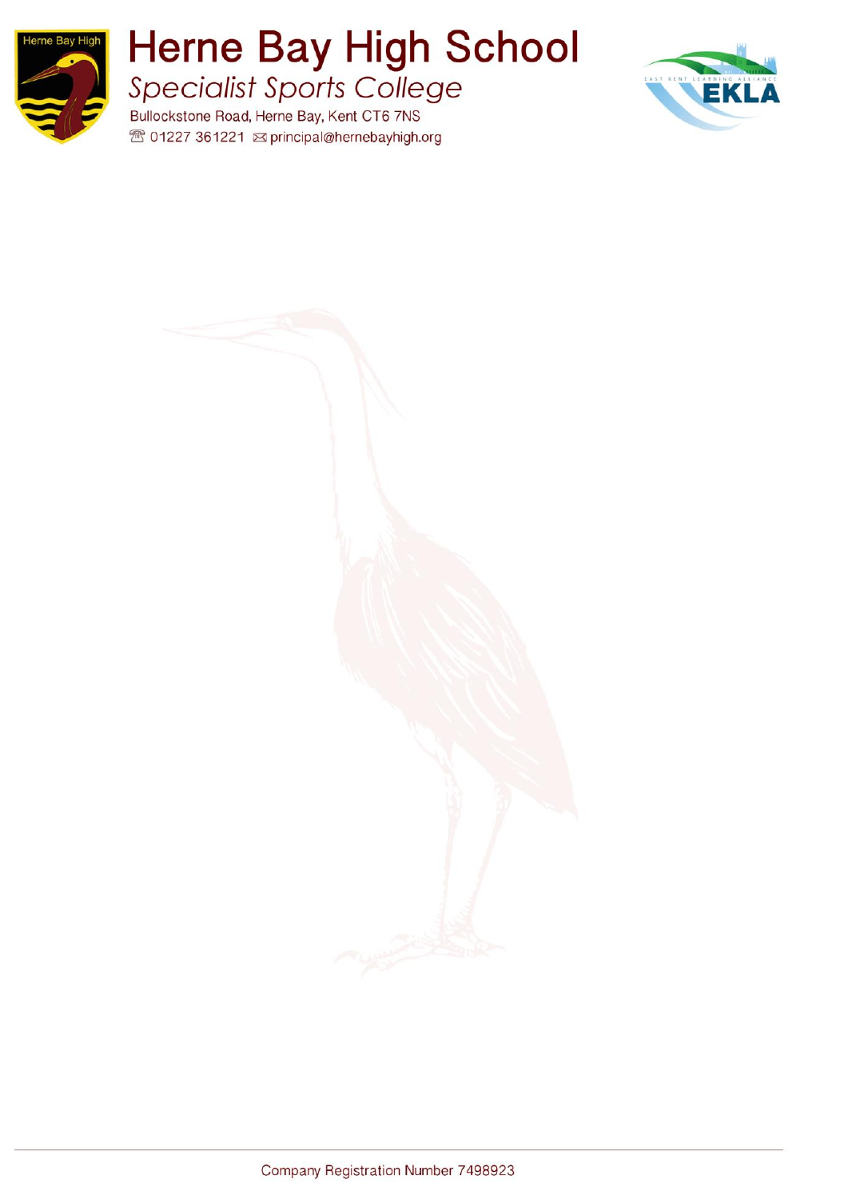# Herne Bay High School

*Specialist Sports College*

Bullockstone Road, Herne Bay, Kent CT6 7NS

☎ 01227 361221 ✉ principal@hernebayhigh.org

Company Registration Number 7498923